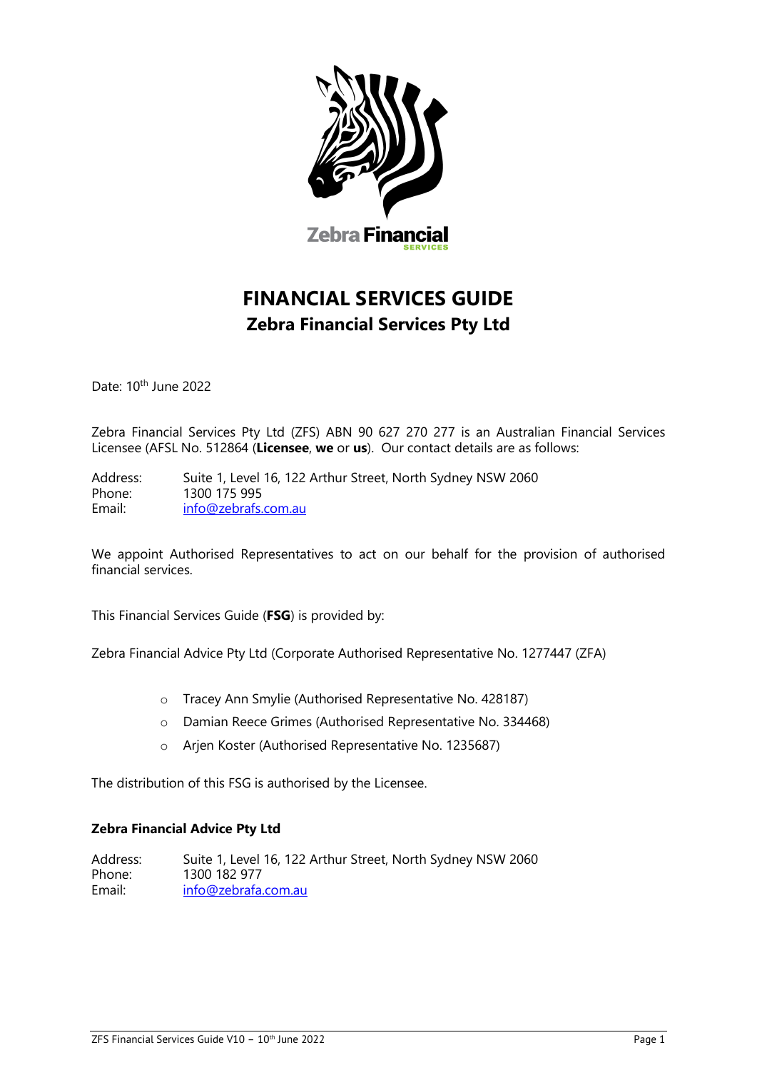# FINANCIAL SERVICES GUIDE

## Zebra Financial Services Pty Ltd

Date: 10th June 2022

Zebra Financial Services Pty Ltd (ZFS) ABN 90 627 270 277 is an Australian Financial Services Licensee (AFSL No. 512864 (**Licensee**, **we** or **us**). Our contact details are as follows:

Address: Suite 1, Level 16, 122 Arthur Street, North Sydney NSW 2060
Phone: 1300 175 995
Email: info@zebrafs.com.au

We appoint Authorised Representatives to act on our behalf for the provision of authorised financial services.

This Financial Services Guide (**FSG**) is provided by:

Zebra Financial Advice Pty Ltd (Corporate Authorised Representative No. 1277447 (ZFA)

- Tracey Ann Smylie (Authorised Representative No. 428187)
- Damian Reece Grimes (Authorised Representative No. 334468)
- Arjen Koster (Authorised Representative No. 1235687)

The distribution of this FSG is authorised by the Licensee.

**Zebra Financial Advice Pty Ltd**

Address: Suite 1, Level 16, 122 Arthur Street, North Sydney NSW 2060
Phone: 1300 182 977
Email: info@zebrafa.com.au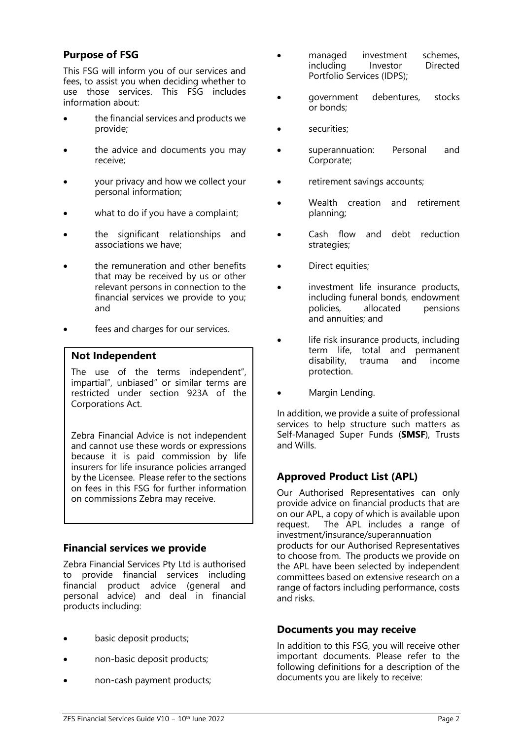## Purpose of FSG

This FSG will inform you of our services and fees, to assist you when deciding whether to use those services. This FSG includes information about:

- the financial services and products we provide;
- the advice and documents you may receive;
- your privacy and how we collect your personal information;
- what to do if you have a complaint;
- the significant relationships and associations we have;
- the remuneration and other benefits that may be received by us or other relevant persons in connection to the financial services we provide to you; and
- fees and charges for our services.

### Not Independent

The use of the terms independent", impartial", unbiased" or similar terms are restricted under section 923A of the Corporations Act.

Zebra Financial Advice is not independent and cannot use these words or expressions because it is paid commission by life insurers for life insurance policies arranged by the Licensee. Please refer to the sections on fees in this FSG for further information on commissions Zebra may receive.

## Financial services we provide

Zebra Financial Services Pty Ltd is authorised to provide financial services including financial product advice (general and personal advice) and deal in financial products including:

- basic deposit products;
- non-basic deposit products;
- non-cash payment products;
- managed investment schemes, including Investor Directed Portfolio Services (IDPS);
- government debentures, stocks or bonds;
- securities;
- superannuation: Personal and Corporate;
- retirement savings accounts;
- Wealth creation and retirement planning;
- Cash flow and debt reduction strategies;
- Direct equities;
- investment life insurance products, including funeral bonds, endowment policies, allocated pensions and annuities; and
- life risk insurance products, including term life, total and permanent disability, trauma and income protection.
- Margin Lending.

In addition, we provide a suite of professional services to help structure such matters as Self-Managed Super Funds (**SMSF**), Trusts and Wills.

## Approved Product List (APL)

Our Authorised Representatives can only provide advice on financial products that are on our APL, a copy of which is available upon request. The APL includes a range of investment/insurance/superannuation products for our Authorised Representatives to choose from. The products we provide on the APL have been selected by independent committees based on extensive research on a range of factors including performance, costs and risks.

## Documents you may receive

In addition to this FSG, you will receive other important documents. Please refer to the following definitions for a description of the documents you are likely to receive: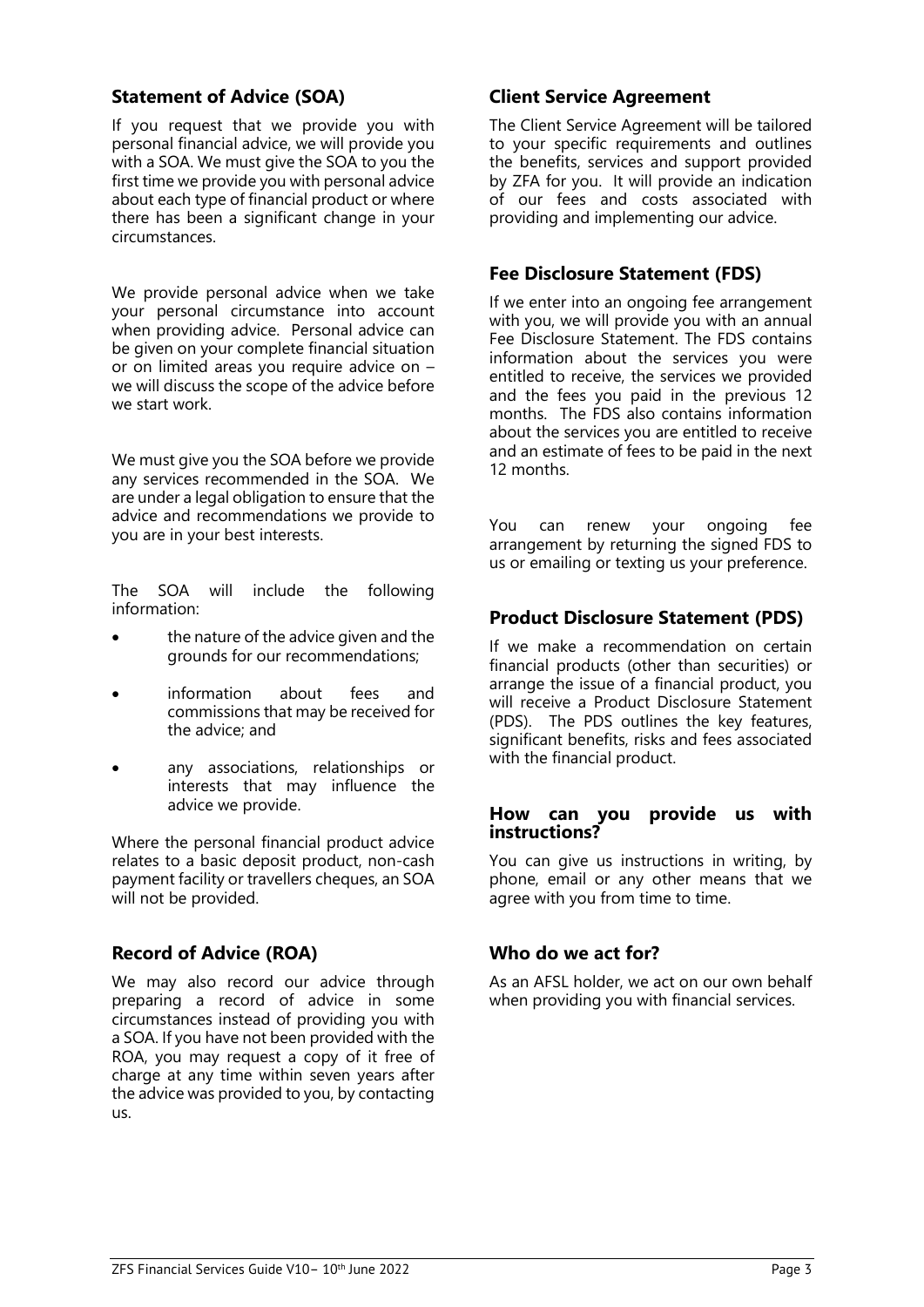## Statement of Advice (SOA)

If you request that we provide you with personal financial advice, we will provide you with a SOA. We must give the SOA to you the first time we provide you with personal advice about each type of financial product or where there has been a significant change in your circumstances.

We provide personal advice when we take your personal circumstance into account when providing advice. Personal advice can be given on your complete financial situation or on limited areas you require advice on – we will discuss the scope of the advice before we start work.

We must give you the SOA before we provide any services recommended in the SOA. We are under a legal obligation to ensure that the advice and recommendations we provide to you are in your best interests.

The SOA will include the following information:

- the nature of the advice given and the grounds for our recommendations;
- information about fees and commissions that may be received for the advice; and
- any associations, relationships or interests that may influence the advice we provide.

Where the personal financial product advice relates to a basic deposit product, non-cash payment facility or travellers cheques, an SOA will not be provided.

## Record of Advice (ROA)

We may also record our advice through preparing a record of advice in some circumstances instead of providing you with a SOA. If you have not been provided with the ROA, you may request a copy of it free of charge at any time within seven years after the advice was provided to you, by contacting us.

## Client Service Agreement

The Client Service Agreement will be tailored to your specific requirements and outlines the benefits, services and support provided by ZFA for you. It will provide an indication of our fees and costs associated with providing and implementing our advice.

## Fee Disclosure Statement (FDS)

If we enter into an ongoing fee arrangement with you, we will provide you with an annual Fee Disclosure Statement. The FDS contains information about the services you were entitled to receive, the services we provided and the fees you paid in the previous 12 months. The FDS also contains information about the services you are entitled to receive and an estimate of fees to be paid in the next 12 months.

You can renew your ongoing fee arrangement by returning the signed FDS to us or emailing or texting us your preference.

## Product Disclosure Statement (PDS)

If we make a recommendation on certain financial products (other than securities) or arrange the issue of a financial product, you will receive a Product Disclosure Statement (PDS). The PDS outlines the key features, significant benefits, risks and fees associated with the financial product.

## How can you provide us with instructions?

You can give us instructions in writing, by phone, email or any other means that we agree with you from time to time.

## Who do we act for?

As an AFSL holder, we act on our own behalf when providing you with financial services.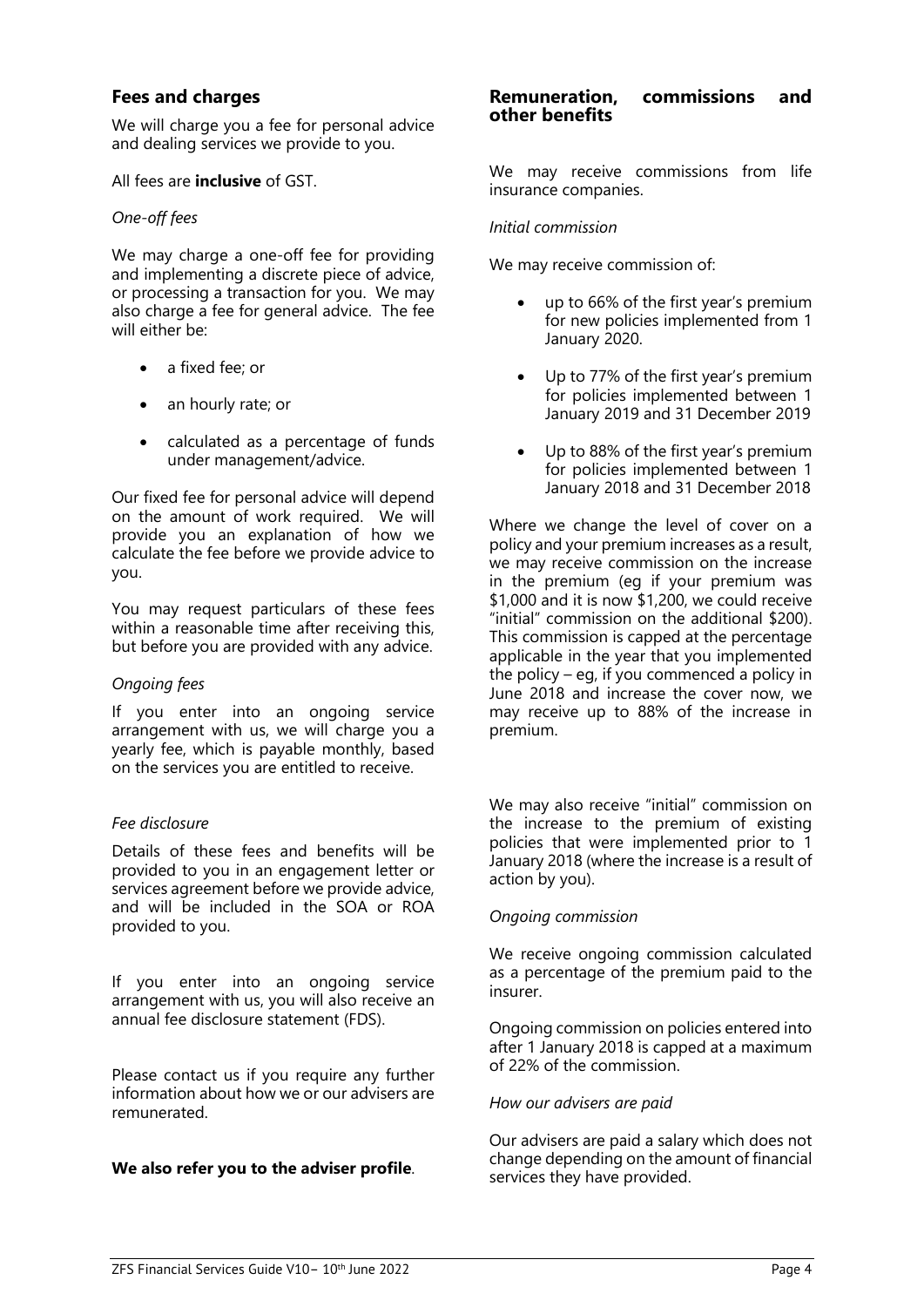## Fees and charges

We will charge you a fee for personal advice and dealing services we provide to you.

All fees are **inclusive** of GST.

*One-off fees*

We may charge a one-off fee for providing and implementing a discrete piece of advice, or processing a transaction for you. We may also charge a fee for general advice. The fee will either be:

- a fixed fee; or
- an hourly rate; or
- calculated as a percentage of funds under management/advice.

Our fixed fee for personal advice will depend on the amount of work required. We will provide you an explanation of how we calculate the fee before we provide advice to you.

You may request particulars of these fees within a reasonable time after receiving this, but before you are provided with any advice.

*Ongoing fees*

If you enter into an ongoing service arrangement with us, we will charge you a yearly fee, which is payable monthly, based on the services you are entitled to receive.

*Fee disclosure*

Details of these fees and benefits will be provided to you in an engagement letter or services agreement before we provide advice, and will be included in the SOA or ROA provided to you.

If you enter into an ongoing service arrangement with us, you will also receive an annual fee disclosure statement (FDS).

Please contact us if you require any further information about how we or our advisers are remunerated.

**We also refer you to the adviser profile**.

## Remuneration, commissions and other benefits

We may receive commissions from life insurance companies.

*Initial commission*

We may receive commission of:

- up to 66% of the first year's premium for new policies implemented from 1 January 2020.
- Up to 77% of the first year's premium for policies implemented between 1 January 2019 and 31 December 2019
- Up to 88% of the first year's premium for policies implemented between 1 January 2018 and 31 December 2018

Where we change the level of cover on a policy and your premium increases as a result, we may receive commission on the increase in the premium (eg if your premium was $1,000 and it is now $1,200, we could receive "initial" commission on the additional $200). This commission is capped at the percentage applicable in the year that you implemented the policy – eg, if you commenced a policy in June 2018 and increase the cover now, we may receive up to 88% of the increase in premium.

We may also receive "initial" commission on the increase to the premium of existing policies that were implemented prior to 1 January 2018 (where the increase is a result of action by you).

*Ongoing commission*

We receive ongoing commission calculated as a percentage of the premium paid to the insurer.

Ongoing commission on policies entered into after 1 January 2018 is capped at a maximum of 22% of the commission.

*How our advisers are paid*

Our advisers are paid a salary which does not change depending on the amount of financial services they have provided.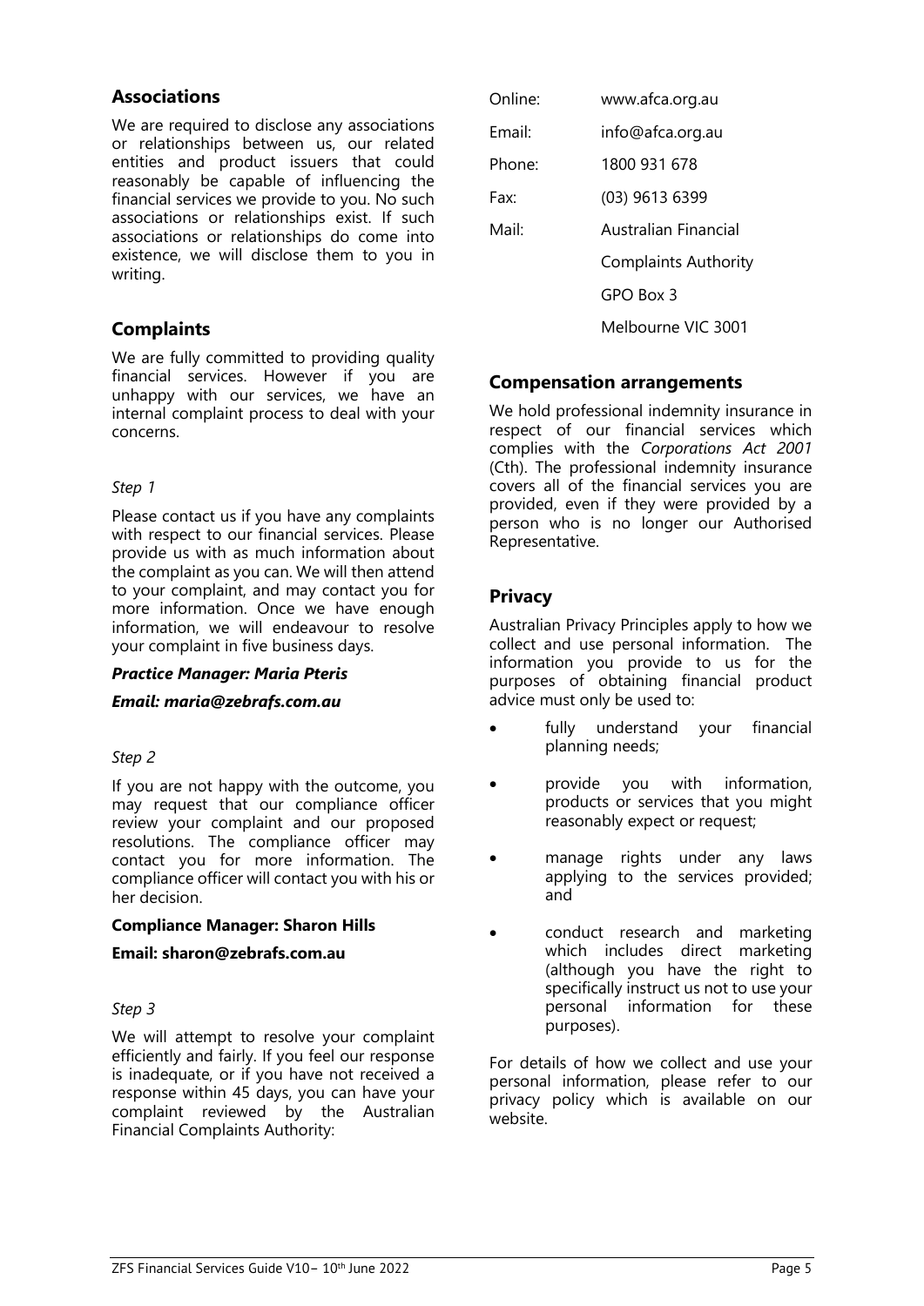## Associations

We are required to disclose any associations or relationships between us, our related entities and product issuers that could reasonably be capable of influencing the financial services we provide to you. No such associations or relationships exist. If such associations or relationships do come into existence, we will disclose them to you in writing.

## Complaints

We are fully committed to providing quality financial services. However if you are unhappy with our services, we have an internal complaint process to deal with your concerns.

*Step 1*

Please contact us if you have any complaints with respect to our financial services. Please provide us with as much information about the complaint as you can. We will then attend to your complaint, and may contact you for more information. Once we have enough information, we will endeavour to resolve your complaint in five business days.

***Practice Manager: Maria Pteris***

***Email: maria@zebrafs.com.au***

*Step 2*

If you are not happy with the outcome, you may request that our compliance officer review your complaint and our proposed resolutions. The compliance officer may contact you for more information. The compliance officer will contact you with his or her decision.

**Compliance Manager: Sharon Hills**

**Email: sharon@zebrafs.com.au**

*Step 3*

We will attempt to resolve your complaint efficiently and fairly. If you feel our response is inadequate, or if you have not received a response within 45 days, you can have your complaint reviewed by the Australian Financial Complaints Authority:

| | |
|---|---|
| Online: | www.afca.org.au |
| Email: | info@afca.org.au |
| Phone: | 1800 931 678 |
| Fax: | (03) 9613 6399 |
| Mail: | Australian Financial |
| | Complaints Authority |
| | GPO Box 3 |
| | Melbourne VIC 3001 |

## Compensation arrangements

We hold professional indemnity insurance in respect of our financial services which complies with the *Corporations Act 2001* (Cth). The professional indemnity insurance covers all of the financial services you are provided, even if they were provided by a person who is no longer our Authorised Representative.

## Privacy

Australian Privacy Principles apply to how we collect and use personal information. The information you provide to us for the purposes of obtaining financial product advice must only be used to:

- fully understand your financial planning needs;
- provide you with information, products or services that you might reasonably expect or request;
- manage rights under any laws applying to the services provided; and
- conduct research and marketing which includes direct marketing (although you have the right to specifically instruct us not to use your personal information for these purposes).

For details of how we collect and use your personal information, please refer to our privacy policy which is available on our website.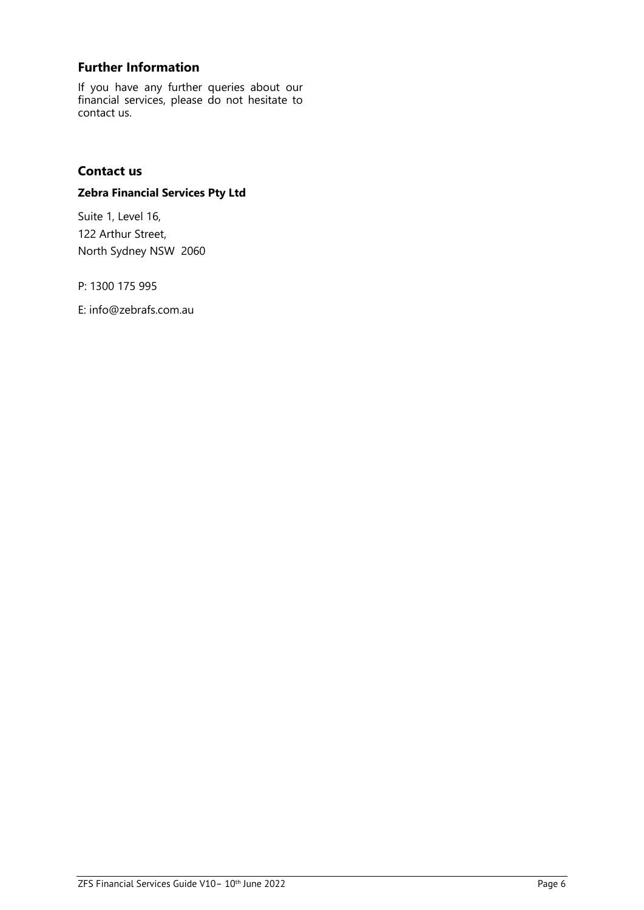## Further Information

If you have any further queries about our financial services, please do not hesitate to contact us.

## Contact us

**Zebra Financial Services Pty Ltd**

Suite 1, Level 16,
122 Arthur Street,
North Sydney NSW  2060

P: 1300 175 995

E: info@zebrafs.com.au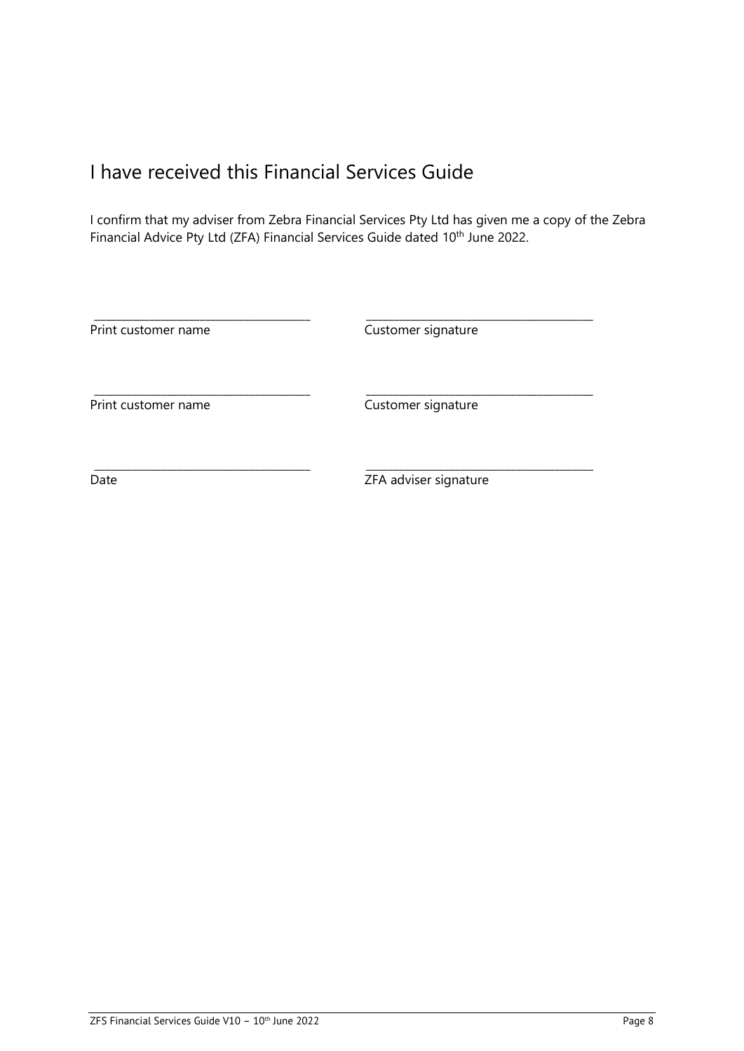# I have received this Financial Services Guide

I confirm that my adviser from Zebra Financial Services Pty Ltd has given me a copy of the Zebra Financial Advice Pty Ltd (ZFA) Financial Services Guide dated 10th June 2022.

| | |
|---|---|
| ______________________________ | ______________________________ |
| Print customer name | Customer signature |
| ______________________________ | ______________________________ |
| Print customer name | Customer signature |
| ______________________________ | ______________________________ |
| Date | ZFA adviser signature |